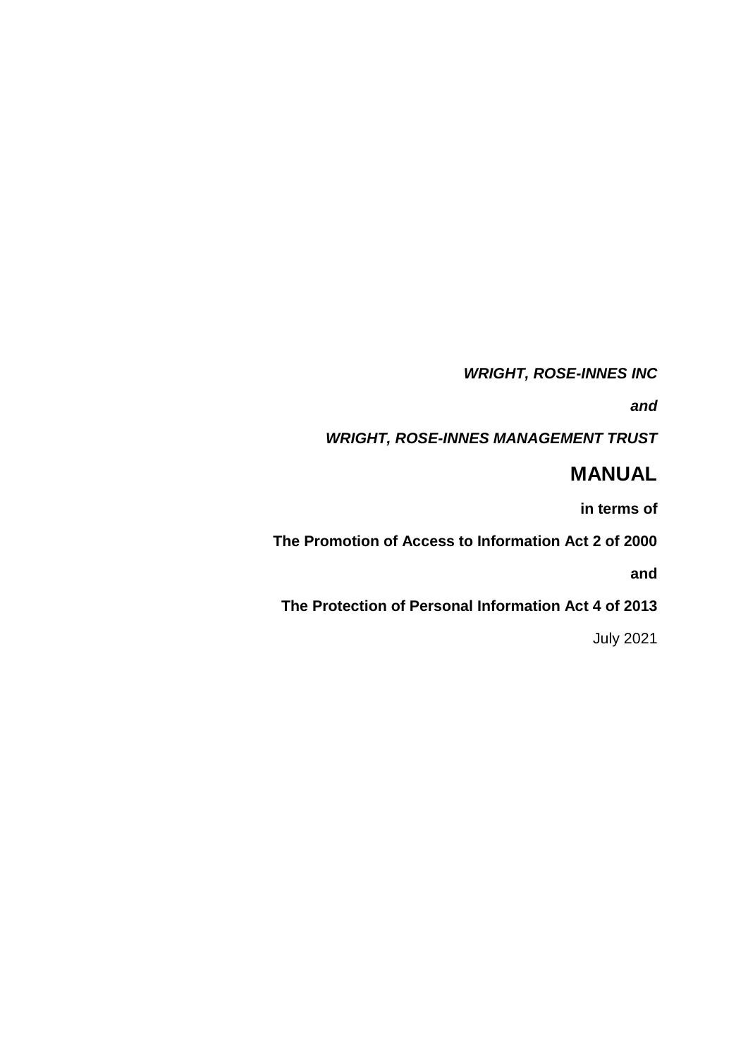***WRIGHT, ROSE-INNES INC***

***and***

***WRIGHT, ROSE-INNES MANAGEMENT TRUST***

# MANUAL

**in terms of**

**The Promotion of Access to Information Act 2 of 2000**

**and**

**The Protection of Personal Information Act 4 of 2013**

July 2021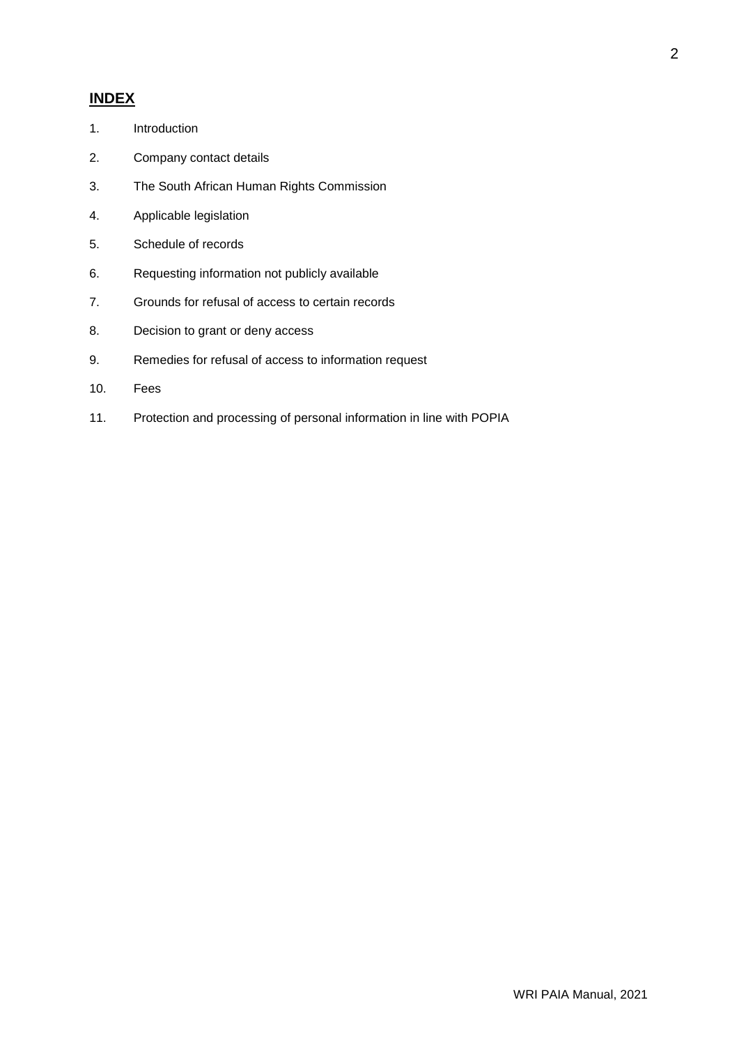## **INDEX**

1. Introduction
2. Company contact details
3. The South African Human Rights Commission
4. Applicable legislation
5. Schedule of records
6. Requesting information not publicly available
7. Grounds for refusal of access to certain records
8. Decision to grant or deny access
9. Remedies for refusal of access to information request
10. Fees
11. Protection and processing of personal information in line with POPIA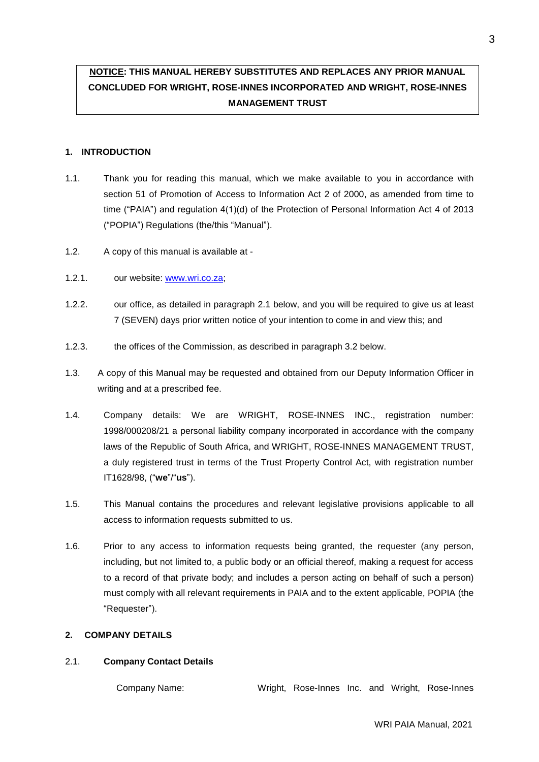**NOTICE: THIS MANUAL HEREBY SUBSTITUTES AND REPLACES ANY PRIOR MANUAL CONCLUDED FOR WRIGHT, ROSE-INNES INCORPORATED AND WRIGHT, ROSE-INNES MANAGEMENT TRUST**

## 1. INTRODUCTION

1.1. Thank you for reading this manual, which we make available to you in accordance with section 51 of Promotion of Access to Information Act 2 of 2000, as amended from time to time ("PAIA") and regulation 4(1)(d) of the Protection of Personal Information Act 4 of 2013 ("POPIA") Regulations (the/this "Manual").

1.2. A copy of this manual is available at -

1.2.1. our website: www.wri.co.za;

1.2.2. our office, as detailed in paragraph 2.1 below, and you will be required to give us at least 7 (SEVEN) days prior written notice of your intention to come in and view this; and

1.2.3. the offices of the Commission, as described in paragraph 3.2 below.

1.3. A copy of this Manual may be requested and obtained from our Deputy Information Officer in writing and at a prescribed fee.

1.4. Company details: We are WRIGHT, ROSE-INNES INC., registration number: 1998/000208/21 a personal liability company incorporated in accordance with the company laws of the Republic of South Africa, and WRIGHT, ROSE-INNES MANAGEMENT TRUST, a duly registered trust in terms of the Trust Property Control Act, with registration number IT1628/98, ("**we**"/"**us**").

1.5. This Manual contains the procedures and relevant legislative provisions applicable to all access to information requests submitted to us.

1.6. Prior to any access to information requests being granted, the requester (any person, including, but not limited to, a public body or an official thereof, making a request for access to a record of that private body; and includes a person acting on behalf of such a person) must comply with all relevant requirements in PAIA and to the extent applicable, POPIA (the "Requester").

## 2. COMPANY DETAILS

2.1. **Company Contact Details**

Company Name: Wright, Rose-Innes Inc. and Wright, Rose-Innes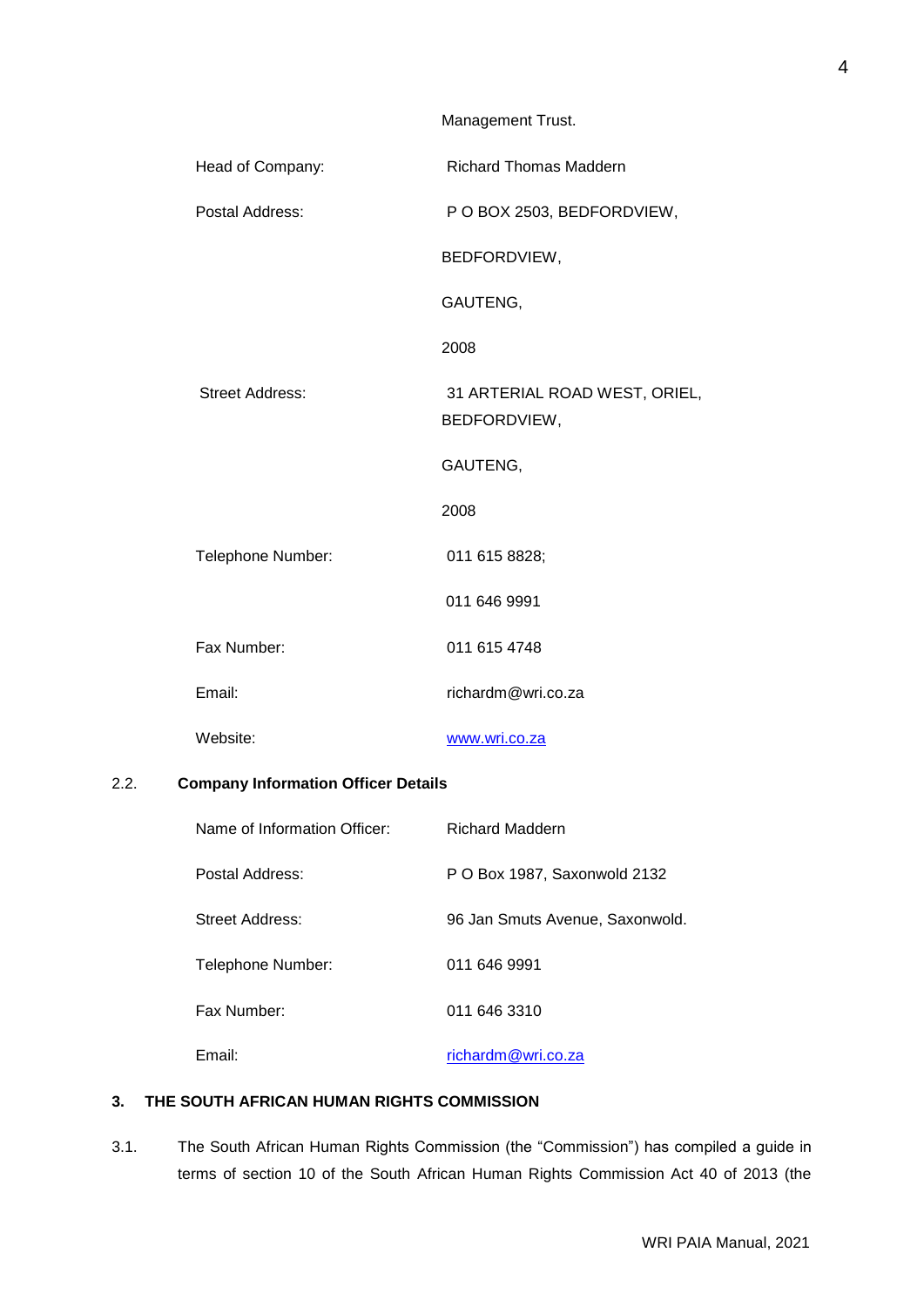| | |
|---|---|
| | Management Trust. |
| Head of Company: | Richard Thomas Maddern |
| Postal Address: | P O BOX 2503, BEDFORDVIEW, |
| | BEDFORDVIEW, |
| | GAUTENG, |
| | 2008 |
| Street Address: | 31 ARTERIAL ROAD WEST, ORIEL, BEDFORDVIEW, |
| | GAUTENG, |
| | 2008 |
| Telephone Number: | 011 615 8828; |
| | 011 646 9991 |
| Fax Number: | 011 615 4748 |
| Email: | richardm@wri.co.za |
| Website: | www.wri.co.za |

2.2. **Company Information Officer Details**

| | |
|---|---|
| Name of Information Officer: | Richard Maddern |
| Postal Address: | P O Box 1987, Saxonwold 2132 |
| Street Address: | 96 Jan Smuts Avenue, Saxonwold. |
| Telephone Number: | 011 646 9991 |
| Fax Number: | 011 646 3310 |
| Email: | richardm@wri.co.za |

## 3. THE SOUTH AFRICAN HUMAN RIGHTS COMMISSION

3.1. The South African Human Rights Commission (the "Commission") has compiled a guide in terms of section 10 of the South African Human Rights Commission Act 40 of 2013 (the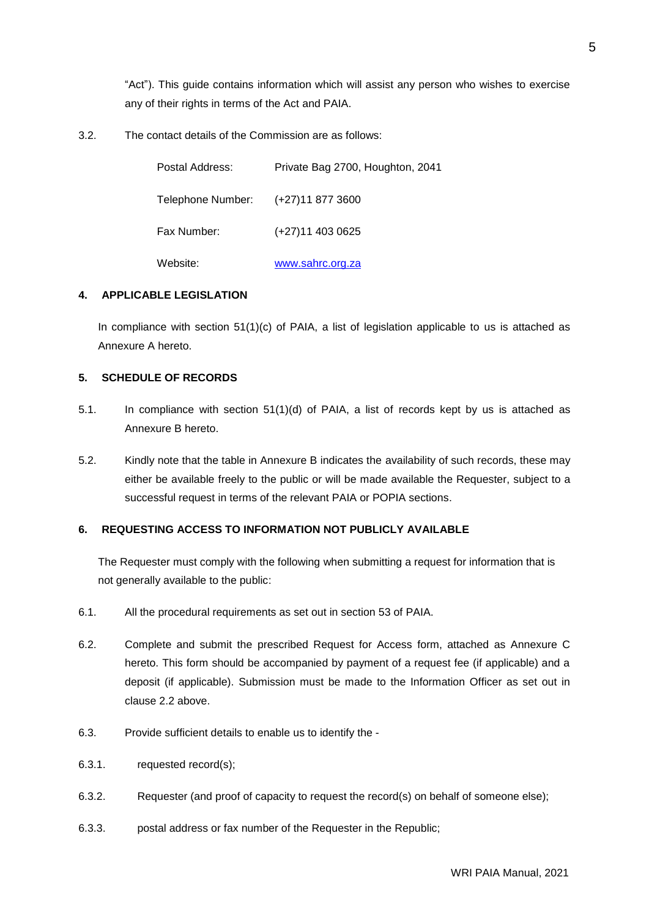"Act"). This guide contains information which will assist any person who wishes to exercise any of their rights in terms of the Act and PAIA.

3.2. The contact details of the Commission are as follows:

| | |
|---|---|
| Postal Address: | Private Bag 2700, Houghton, 2041 |
| Telephone Number: | (+27)11 877 3600 |
| Fax Number: | (+27)11 403 0625 |
| Website: | www.sahrc.org.za |

## 4. APPLICABLE LEGISLATION

In compliance with section 51(1)(c) of PAIA, a list of legislation applicable to us is attached as Annexure A hereto.

## 5. SCHEDULE OF RECORDS

5.1. In compliance with section 51(1)(d) of PAIA, a list of records kept by us is attached as Annexure B hereto.

5.2. Kindly note that the table in Annexure B indicates the availability of such records, these may either be available freely to the public or will be made available the Requester, subject to a successful request in terms of the relevant PAIA or POPIA sections.

## 6. REQUESTING ACCESS TO INFORMATION NOT PUBLICLY AVAILABLE

The Requester must comply with the following when submitting a request for information that is not generally available to the public:

6.1. All the procedural requirements as set out in section 53 of PAIA.

6.2. Complete and submit the prescribed Request for Access form, attached as Annexure C hereto. This form should be accompanied by payment of a request fee (if applicable) and a deposit (if applicable). Submission must be made to the Information Officer as set out in clause 2.2 above.

6.3. Provide sufficient details to enable us to identify the -

6.3.1. requested record(s);

6.3.2. Requester (and proof of capacity to request the record(s) on behalf of someone else);

6.3.3. postal address or fax number of the Requester in the Republic;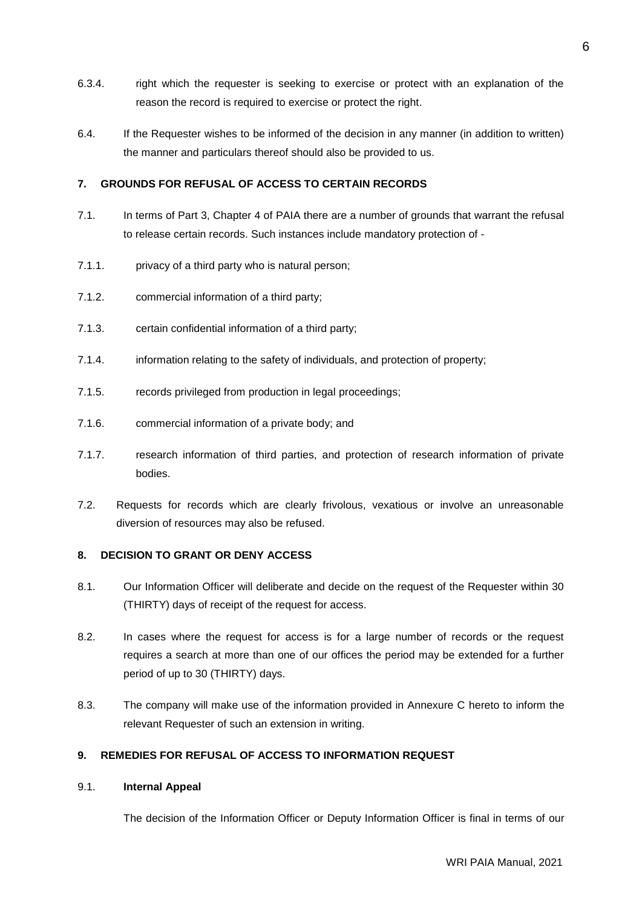6.3.4. right which the requester is seeking to exercise or protect with an explanation of the reason the record is required to exercise or protect the right.

6.4. If the Requester wishes to be informed of the decision in any manner (in addition to written) the manner and particulars thereof should also be provided to us.

## 7. GROUNDS FOR REFUSAL OF ACCESS TO CERTAIN RECORDS

7.1. In terms of Part 3, Chapter 4 of PAIA there are a number of grounds that warrant the refusal to release certain records. Such instances include mandatory protection of -

7.1.1. privacy of a third party who is natural person;

7.1.2. commercial information of a third party;

7.1.3. certain confidential information of a third party;

7.1.4. information relating to the safety of individuals, and protection of property;

7.1.5. records privileged from production in legal proceedings;

7.1.6. commercial information of a private body; and

7.1.7. research information of third parties, and protection of research information of private bodies.

7.2. Requests for records which are clearly frivolous, vexatious or involve an unreasonable diversion of resources may also be refused.

## 8. DECISION TO GRANT OR DENY ACCESS

8.1. Our Information Officer will deliberate and decide on the request of the Requester within 30 (THIRTY) days of receipt of the request for access.

8.2. In cases where the request for access is for a large number of records or the request requires a search at more than one of our offices the period may be extended for a further period of up to 30 (THIRTY) days.

8.3. The company will make use of the information provided in Annexure C hereto to inform the relevant Requester of such an extension in writing.

## 9. REMEDIES FOR REFUSAL OF ACCESS TO INFORMATION REQUEST

### 9.1. Internal Appeal

The decision of the Information Officer or Deputy Information Officer is final in terms of our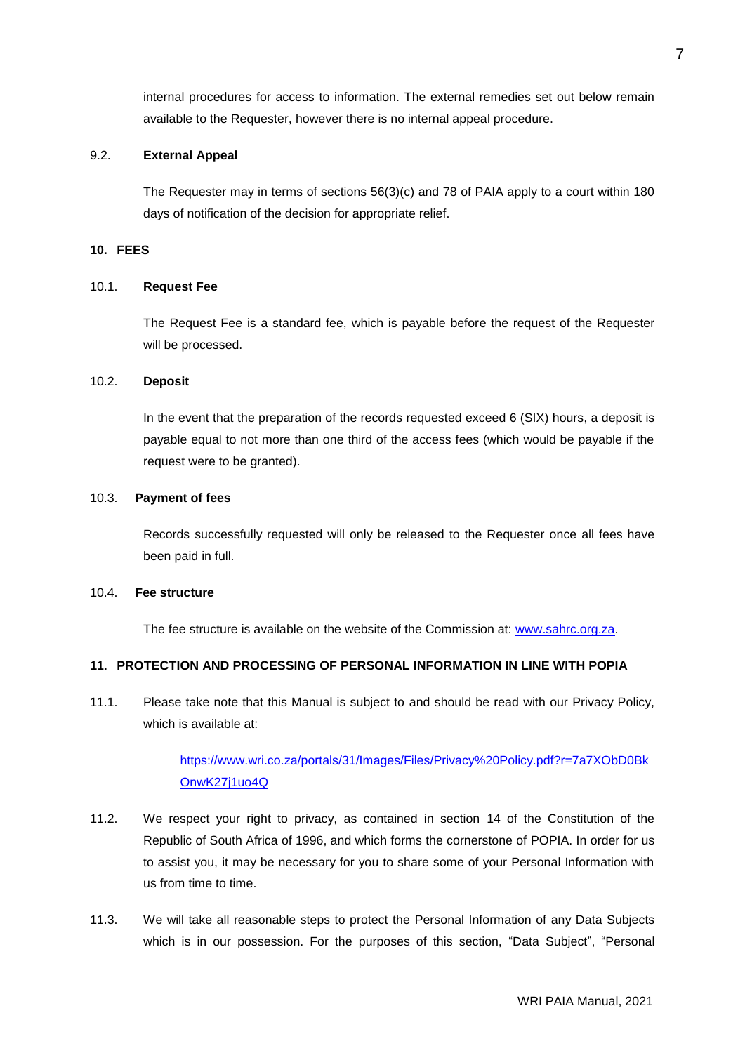internal procedures for access to information. The external remedies set out below remain available to the Requester, however there is no internal appeal procedure.

9.2. **External Appeal**

The Requester may in terms of sections 56(3)(c) and 78 of PAIA apply to a court within 180 days of notification of the decision for appropriate relief.

## 10. FEES

10.1. **Request Fee**

The Request Fee is a standard fee, which is payable before the request of the Requester will be processed.

10.2. **Deposit**

In the event that the preparation of the records requested exceed 6 (SIX) hours, a deposit is payable equal to not more than one third of the access fees (which would be payable if the request were to be granted).

10.3. **Payment of fees**

Records successfully requested will only be released to the Requester once all fees have been paid in full.

10.4. **Fee structure**

The fee structure is available on the website of the Commission at: [www.sahrc.org.za](http://www.sahrc.org.za).

## 11. PROTECTION AND PROCESSING OF PERSONAL INFORMATION IN LINE WITH POPIA

11.1. Please take note that this Manual is subject to and should be read with our Privacy Policy, which is available at:

[https://www.wri.co.za/portals/31/Images/Files/Privacy%20Policy.pdf?r=7a7XObD0BkOnwK27j1uo4Q](https://www.wri.co.za/portals/31/Images/Files/Privacy%20Policy.pdf?r=7a7XObD0BkOnwK27j1uo4Q)

11.2. We respect your right to privacy, as contained in section 14 of the Constitution of the Republic of South Africa of 1996, and which forms the cornerstone of POPIA. In order for us to assist you, it may be necessary for you to share some of your Personal Information with us from time to time.

11.3. We will take all reasonable steps to protect the Personal Information of any Data Subjects which is in our possession. For the purposes of this section, "Data Subject", "Personal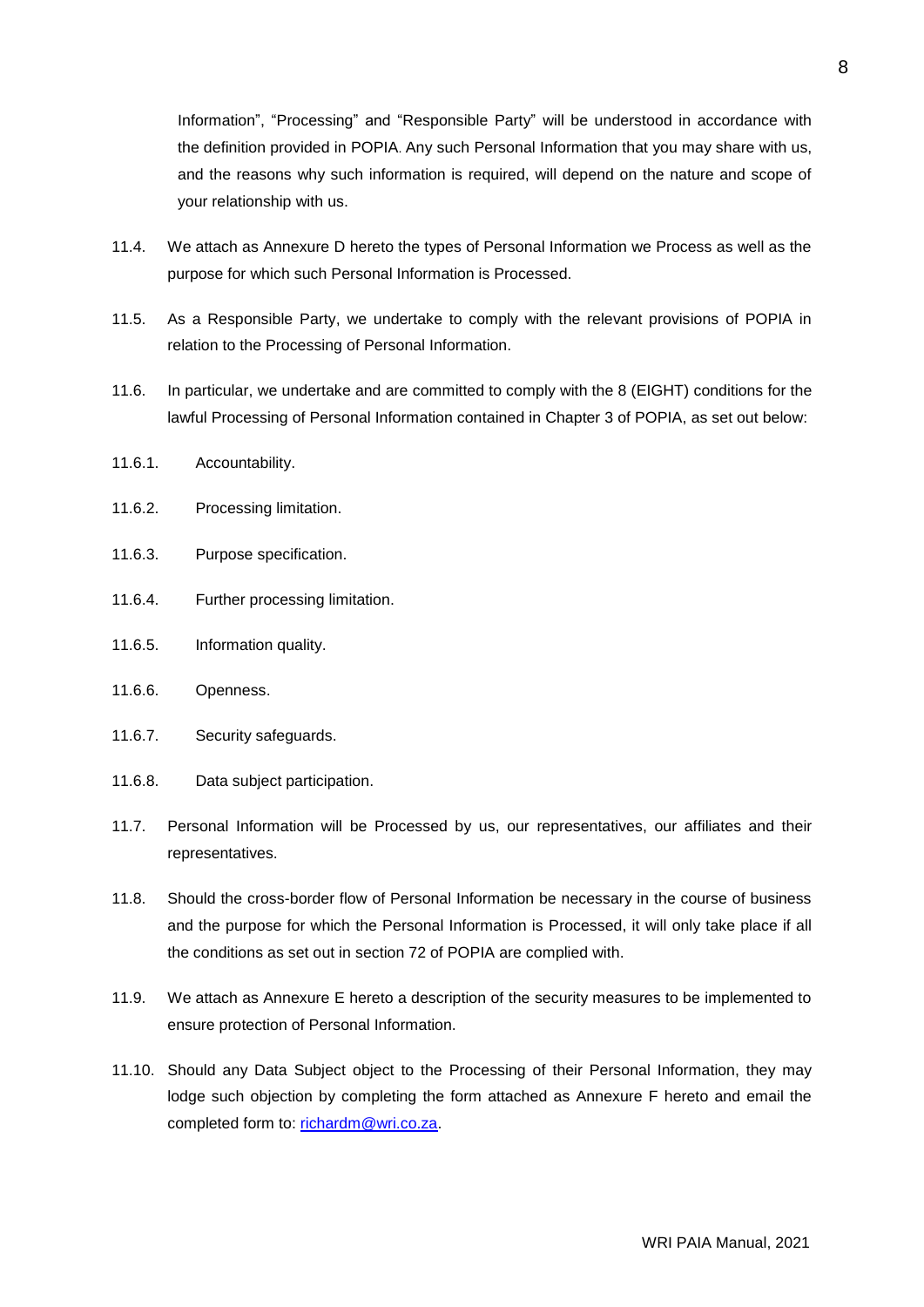Information", "Processing" and "Responsible Party" will be understood in accordance with the definition provided in POPIA. Any such Personal Information that you may share with us, and the reasons why such information is required, will depend on the nature and scope of your relationship with us.

11.4. We attach as Annexure D hereto the types of Personal Information we Process as well as the purpose for which such Personal Information is Processed.

11.5. As a Responsible Party, we undertake to comply with the relevant provisions of POPIA in relation to the Processing of Personal Information.

11.6. In particular, we undertake and are committed to comply with the 8 (EIGHT) conditions for the lawful Processing of Personal Information contained in Chapter 3 of POPIA, as set out below:

11.6.1. Accountability.

11.6.2. Processing limitation.

11.6.3. Purpose specification.

11.6.4. Further processing limitation.

11.6.5. Information quality.

11.6.6. Openness.

11.6.7. Security safeguards.

11.6.8. Data subject participation.

11.7. Personal Information will be Processed by us, our representatives, our affiliates and their representatives.

11.8. Should the cross-border flow of Personal Information be necessary in the course of business and the purpose for which the Personal Information is Processed, it will only take place if all the conditions as set out in section 72 of POPIA are complied with.

11.9. We attach as Annexure E hereto a description of the security measures to be implemented to ensure protection of Personal Information.

11.10. Should any Data Subject object to the Processing of their Personal Information, they may lodge such objection by completing the form attached as Annexure F hereto and email the completed form to: [richardm@wri.co.za](mailto:richardm@wri.co.za).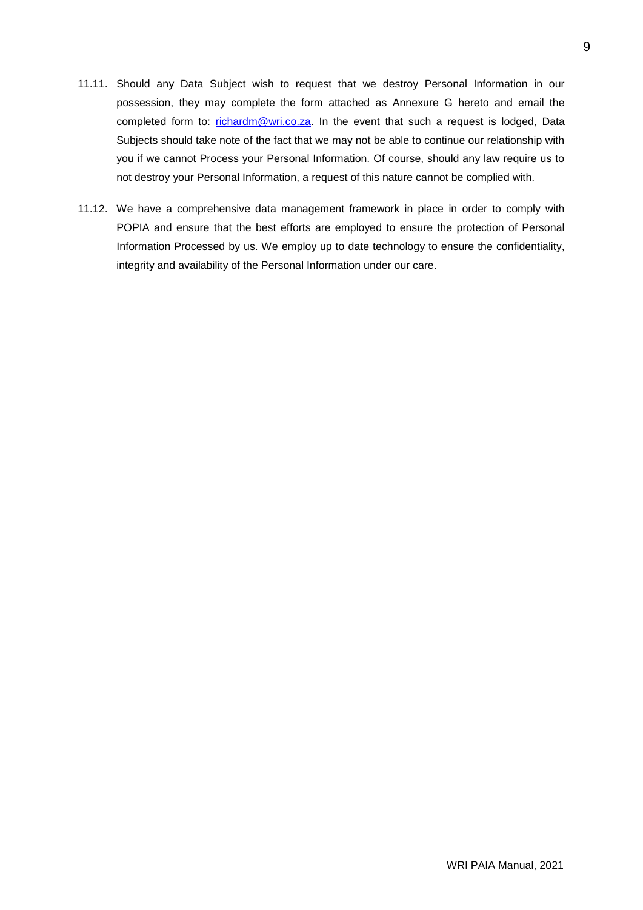11.11. Should any Data Subject wish to request that we destroy Personal Information in our possession, they may complete the form attached as Annexure G hereto and email the completed form to: richardm@wri.co.za. In the event that such a request is lodged, Data Subjects should take note of the fact that we may not be able to continue our relationship with you if we cannot Process your Personal Information. Of course, should any law require us to not destroy your Personal Information, a request of this nature cannot be complied with.

11.12. We have a comprehensive data management framework in place in order to comply with POPIA and ensure that the best efforts are employed to ensure the protection of Personal Information Processed by us. We employ up to date technology to ensure the confidentiality, integrity and availability of the Personal Information under our care.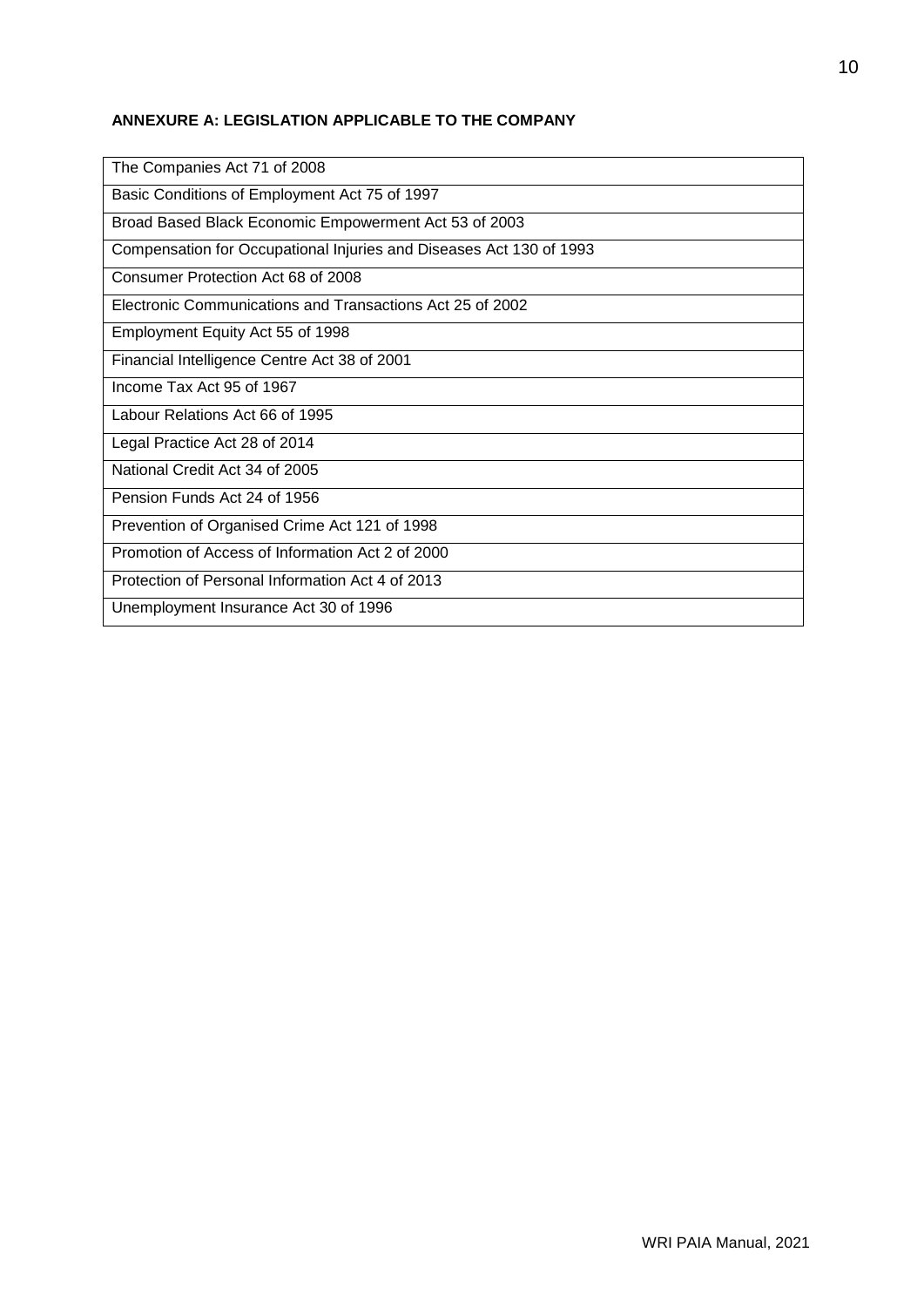**ANNEXURE A: LEGISLATION APPLICABLE TO THE COMPANY**

| The Companies Act 71 of 2008 |
| --- |
| Basic Conditions of Employment Act 75 of 1997 |
| Broad Based Black Economic Empowerment Act 53 of 2003 |
| Compensation for Occupational Injuries and Diseases Act 130 of 1993 |
| Consumer Protection Act 68 of 2008 |
| Electronic Communications and Transactions Act 25 of 2002 |
| Employment Equity Act 55 of 1998 |
| Financial Intelligence Centre Act 38 of 2001 |
| Income Tax Act 95 of 1967 |
| Labour Relations Act 66 of 1995 |
| Legal Practice Act 28 of 2014 |
| National Credit Act 34 of 2005 |
| Pension Funds Act 24 of 1956 |
| Prevention of Organised Crime Act 121 of 1998 |
| Promotion of Access of Information Act 2 of 2000 |
| Protection of Personal Information Act 4 of 2013 |
| Unemployment Insurance Act 30 of 1996 |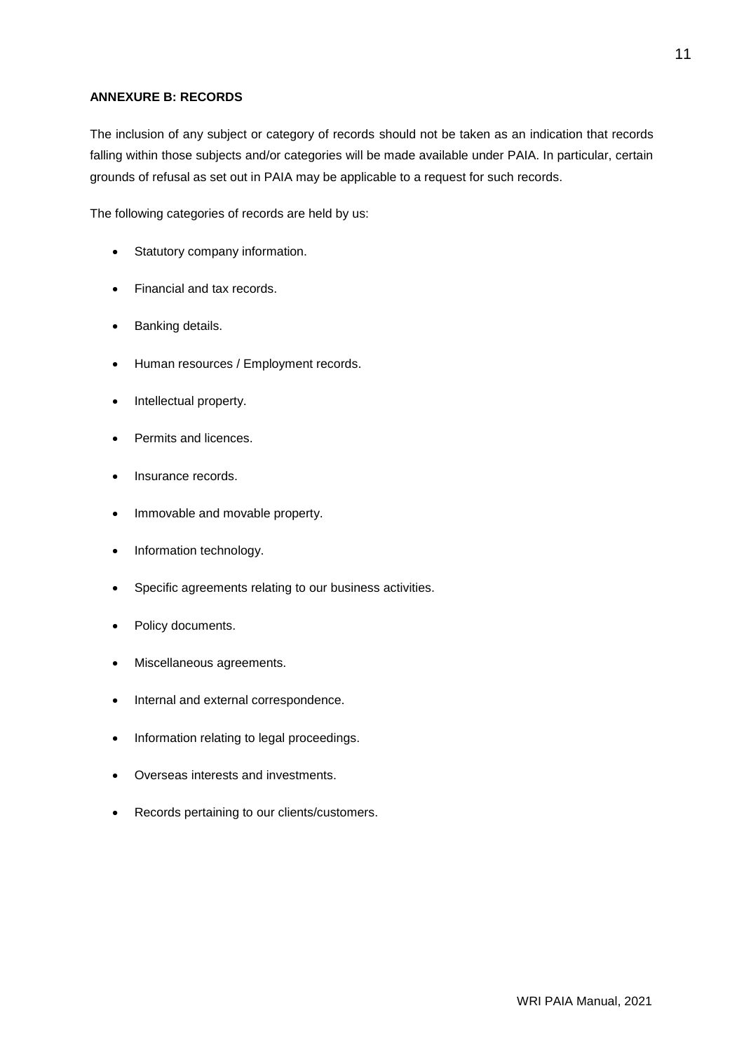**ANNEXURE B: RECORDS**

The inclusion of any subject or category of records should not be taken as an indication that records falling within those subjects and/or categories will be made available under PAIA. In particular, certain grounds of refusal as set out in PAIA may be applicable to a request for such records.

The following categories of records are held by us:

- Statutory company information.
- Financial and tax records.
- Banking details.
- Human resources / Employment records.
- Intellectual property.
- Permits and licences.
- Insurance records.
- Immovable and movable property.
- Information technology.
- Specific agreements relating to our business activities.
- Policy documents.
- Miscellaneous agreements.
- Internal and external correspondence.
- Information relating to legal proceedings.
- Overseas interests and investments.
- Records pertaining to our clients/customers.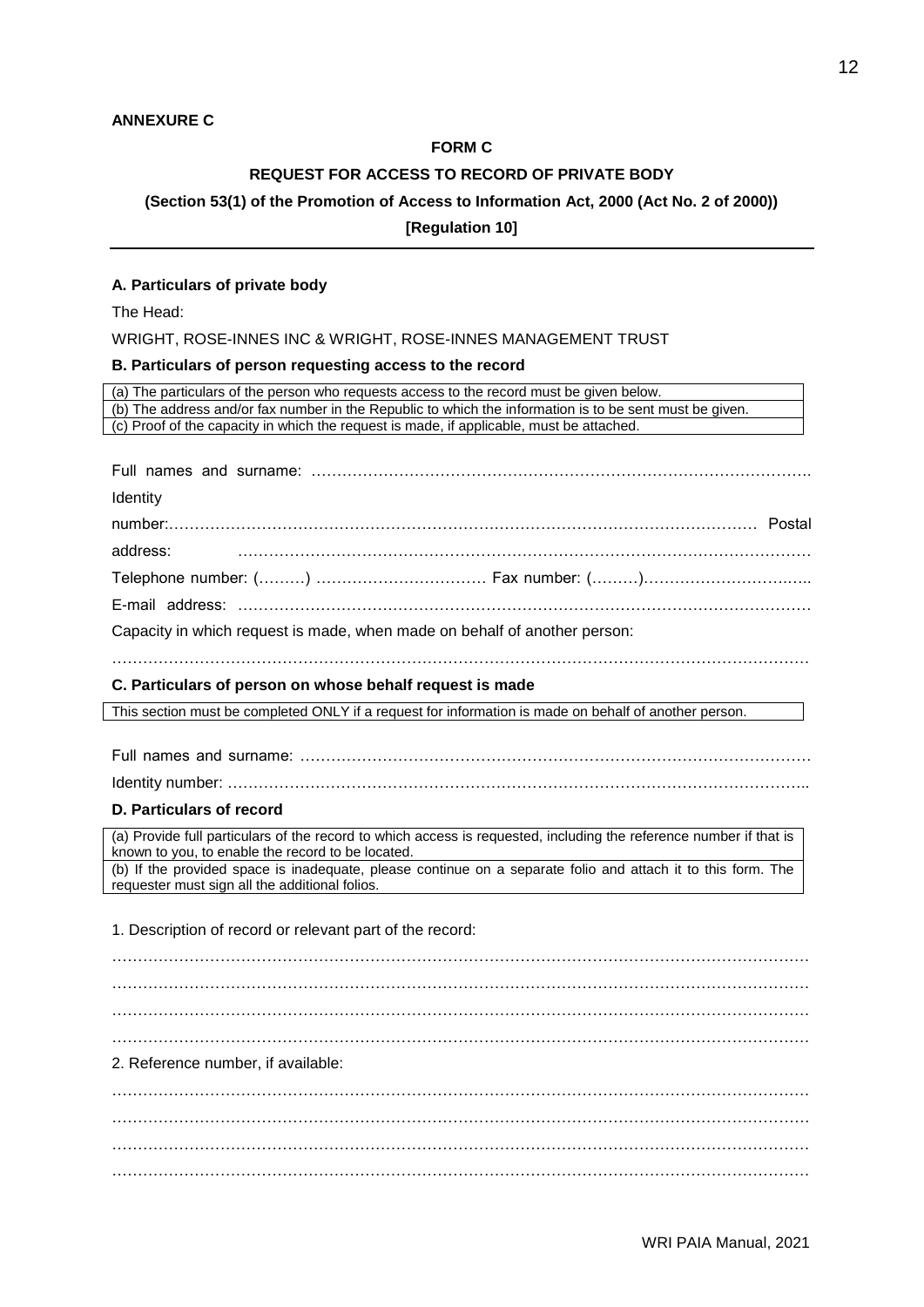**ANNEXURE C**

**FORM C**

**REQUEST FOR ACCESS TO RECORD OF PRIVATE BODY**

**(Section 53(1) of the Promotion of Access to Information Act, 2000 (Act No. 2 of 2000))**

**[Regulation 10]**

---

**A. Particulars of private body**

The Head:

WRIGHT, ROSE-INNES INC & WRIGHT, ROSE-INNES MANAGEMENT TRUST

**B. Particulars of person requesting access to the record**

| (a) The particulars of the person who requests access to the record must be given below. |
|---|
| (b) The address and/or fax number in the Republic to which the information is to be sent must be given. |
| (c) Proof of the capacity in which the request is made, if applicable, must be attached. |

Full names and surname: ……………………………………………………………………………………….

Identity number:……………………………………………………………………………………………… Postal address: ……………………………………………………………………………………………

Telephone number: (………) …………………………… Fax number: (………)……………………….…..

E-mail address: ………………………………………………………………………………………………

Capacity in which request is made, when made on behalf of another person:

…………………………………………………………………………………………………………………

**C. Particulars of person on whose behalf request is made**

| This section must be completed ONLY if a request for information is made on behalf of another person. |
|---|

Full names and surname: ……………………………………………………………………………………

Identity number: ………………………………………………………………………………………………..

**D. Particulars of record**

| (a) Provide full particulars of the record to which access is requested, including the reference number if that is known to you, to enable the record to be located. |
|---|
| (b) If the provided space is inadequate, please continue on a separate folio and attach it to this form. The requester must sign all the additional folios. |

1. Description of record or relevant part of the record:

…………………………………………………………………………………………………………………

…………………………………………………………………………………………………………………

…………………………………………………………………………………………………………………

…………………………………………………………………………………………………………………

2. Reference number, if available:

…………………………………………………………………………………………………………………

…………………………………………………………………………………………………………………

…………………………………………………………………………………………………………………

…………………………………………………………………………………………………………………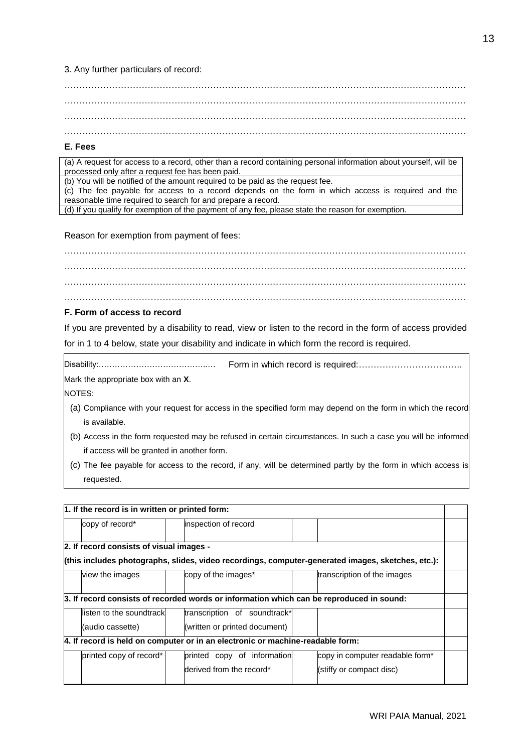3. Any further particulars of record:

……………………………………………………………………………………………………………………
……………………………………………………………………………………………………………………
……………………………………………………………………………………………………………………
……………………………………………………………………………………………………………………

**E. Fees**

| (a) A request for access to a record, other than a record containing personal information about yourself, will be processed only after a request fee has been paid. |
|---|
| (b) You will be notified of the amount required to be paid as the request fee. |
| (c) The fee payable for access to a record depends on the form in which access is required and the reasonable time required to search for and prepare a record. |
| (d) If you qualify for exemption of the payment of any fee, please state the reason for exemption. |

Reason for exemption from payment of fees:

……………………………………………………………………………………………………………………
……………………………………………………………………………………………………………………
……………………………………………………………………………………………………………………
……………………………………………………………………………………………………………………

**F. Form of access to record**

If you are prevented by a disability to read, view or listen to the record in the form of access provided for in 1 to 4 below, state your disability and indicate in which form the record is required.

Disability:……………………………………… Form in which record is required:……………………………..

Mark the appropriate box with an **X**.

NOTES:

(a) Compliance with your request for access in the specified form may depend on the form in which the record is available.

(b) Access in the form requested may be refused in certain circumstances. In such a case you will be informed if access will be granted in another form.

(c) The fee payable for access to the record, if any, will be determined partly by the form in which access is requested.

| | | | | | | |
|---|---|---|---|---|---|---|
| **1. If the record is in written or printed form:** | | | | | | |
| | copy of record* | | inspection of record | | | |
| **2. If record consists of visual images - (this includes photographs, slides, video recordings, computer-generated images, sketches, etc.):** | | | | | | |
| | view the images | | copy of the images* | | transcription of the images | |
| **3. If record consists of recorded words or information which can be reproduced in sound:** | | | | | | |
| | listen to the soundtrack (audio cassette) | | transcription of soundtrack* (written or printed document) | | | |
| **4. If record is held on computer or in an electronic or machine-readable form:** | | | | | | |
| | printed copy of record* | | printed copy of information derived from the record* | | copy in computer readable form* (stiffy or compact disc) | |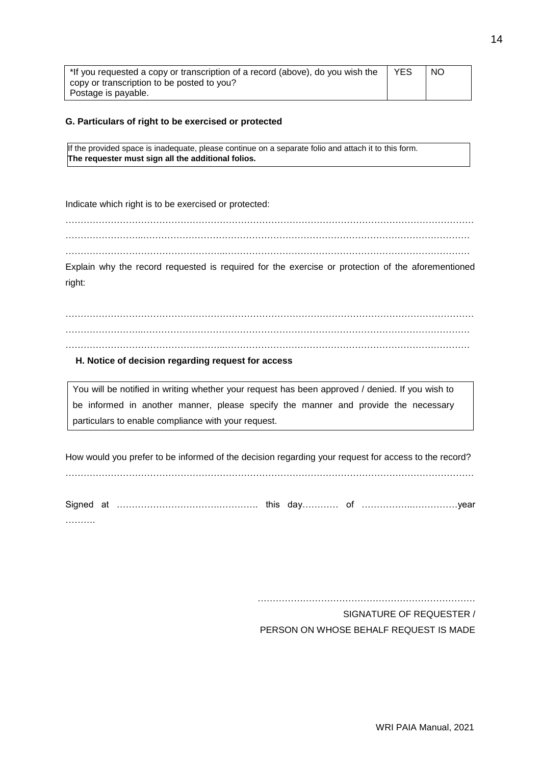| *If you requested a copy or transcription of a record (above), do you wish the copy or transcription to be posted to you? Postage is payable. | YES | NO |
|---|---|---|

**G. Particulars of right to be exercised or protected**

| If the provided space is inadequate, please continue on a separate folio and attach it to this form. **The requester must sign all the additional folios.** |
|---|

Indicate which right is to be exercised or protected:

…………………………………………………………………………………………………………………
…………………………………………………………………………………………………………………
…………………………………………………………………………………………………………………

Explain why the record requested is required for the exercise or protection of the aforementioned right:

…………………………………………………………………………………………………………………
…………………………………………………………………………………………………………………
…………………………………………………………………………………………………………………

**H. Notice of decision regarding request for access**

| You will be notified in writing whether your request has been approved / denied. If you wish to be informed in another manner, please specify the manner and provide the necessary particulars to enable compliance with your request. |
|---|

How would you prefer to be informed of the decision regarding your request for access to the record?

…………………………………………………………………………………………………………………

Signed at ………………………………………… this day………… of ……………..……………year ……….

…………………………………………………………………

SIGNATURE OF REQUESTER /
PERSON ON WHOSE BEHALF REQUEST IS MADE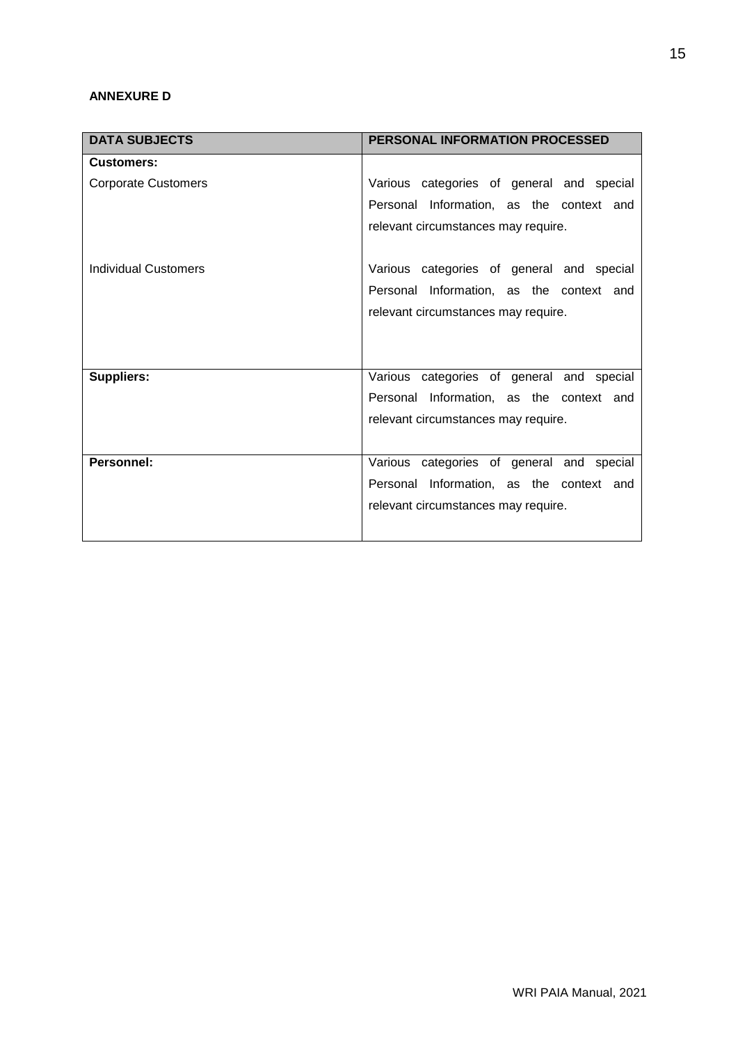**ANNEXURE D**

| DATA SUBJECTS | PERSONAL INFORMATION PROCESSED |
| --- | --- |
| **Customers:** | |
| Corporate Customers | Various categories of general and special Personal Information, as the context and relevant circumstances may require. |
| Individual Customers | Various categories of general and special Personal Information, as the context and relevant circumstances may require. |
| **Suppliers:** | Various categories of general and special Personal Information, as the context and relevant circumstances may require. |
| **Personnel:** | Various categories of general and special Personal Information, as the context and relevant circumstances may require. |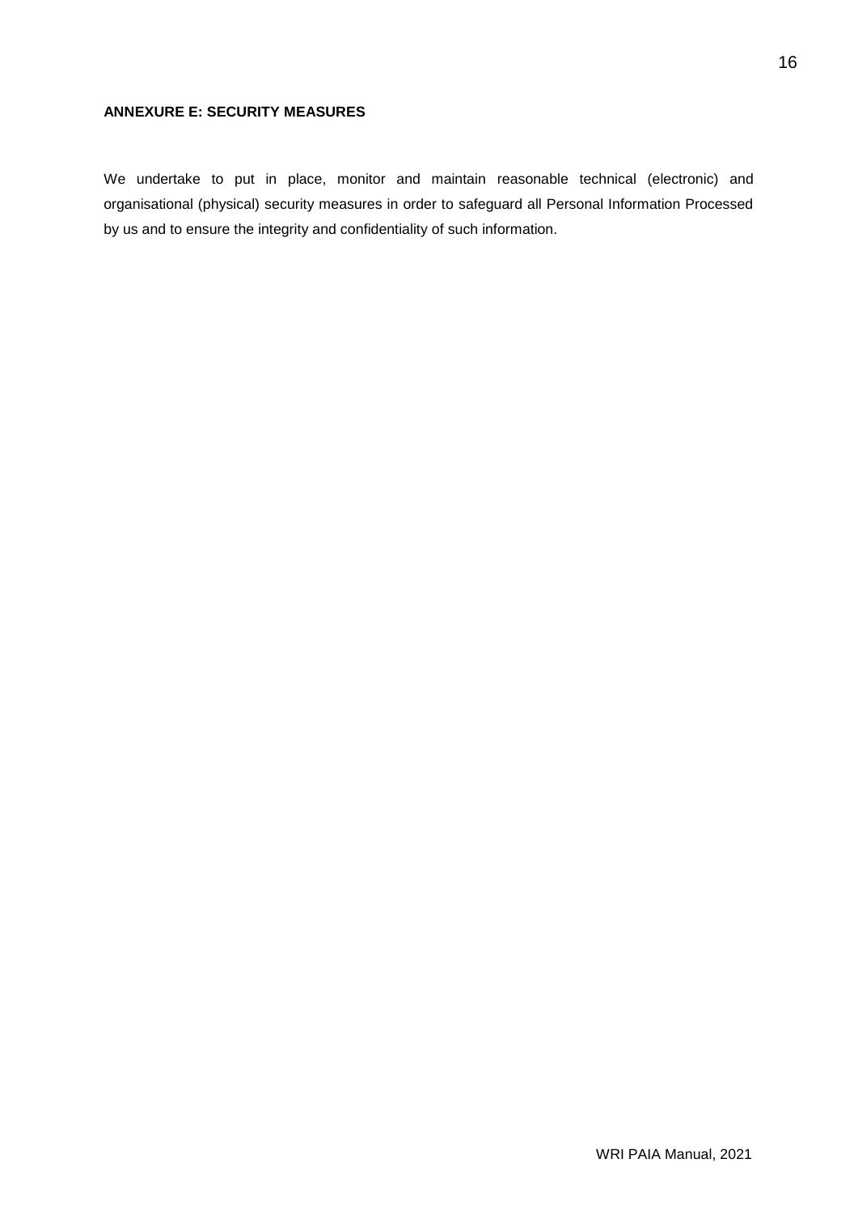**ANNEXURE E: SECURITY MEASURES**

We undertake to put in place, monitor and maintain reasonable technical (electronic) and organisational (physical) security measures in order to safeguard all Personal Information Processed by us and to ensure the integrity and confidentiality of such information.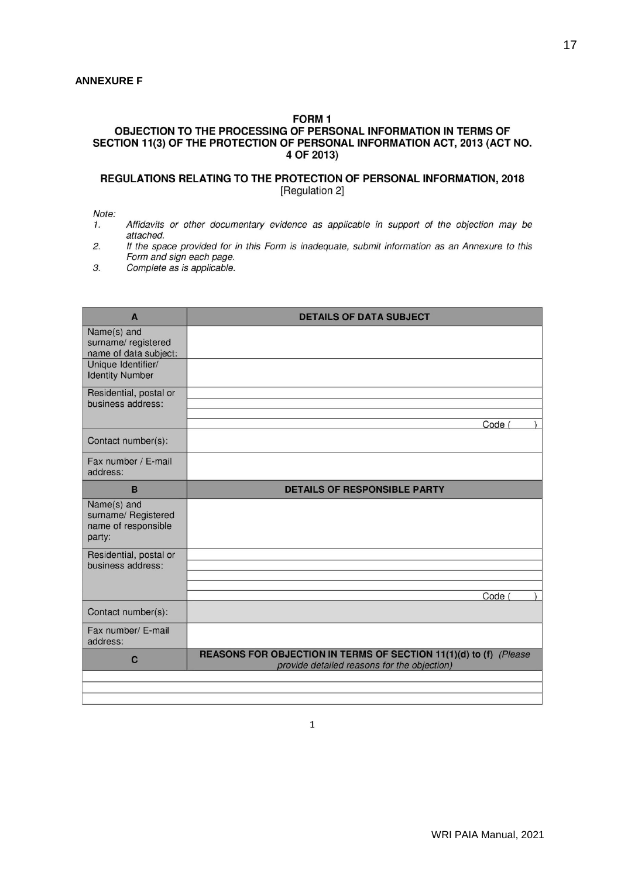**ANNEXURE F**

## FORM 1

## OBJECTION TO THE PROCESSING OF PERSONAL INFORMATION IN TERMS OF SECTION 11(3) OF THE PROTECTION OF PERSONAL INFORMATION ACT, 2013 (ACT NO. 4 OF 2013)

### REGULATIONS RELATING TO THE PROTECTION OF PERSONAL INFORMATION, 2018

[Regulation 2]

*Note:*

1. *Affidavits or other documentary evidence as applicable in support of the objection may be attached.*
2. *If the space provided for in this Form is inadequate, submit information as an Annexure to this Form and sign each page.*
3. *Complete as is applicable.*

| A | DETAILS OF DATA SUBJECT |
|---|---|
| Name(s) and surname/ registered name of data subject: | |
| Unique Identifier/ Identity Number | |
| Residential, postal or business address: | |
| | |
| | |
| | Code (        ) |
| Contact number(s): | |
| Fax number / E-mail address: | |
| **B** | **DETAILS OF RESPONSIBLE PARTY** |
| Name(s) and surname/ Registered name of responsible party: | |
| Residential, postal or business address: | |
| | |
| | |
| | |
| | Code (        ) |
| Contact number(s): | |
| Fax number/ E-mail address: | |
| **C** | **REASONS FOR OBJECTION IN TERMS OF SECTION 11(1)(d) to (f)** *(Please provide detailed reasons for the objection)* |
| | |
| | |
| | |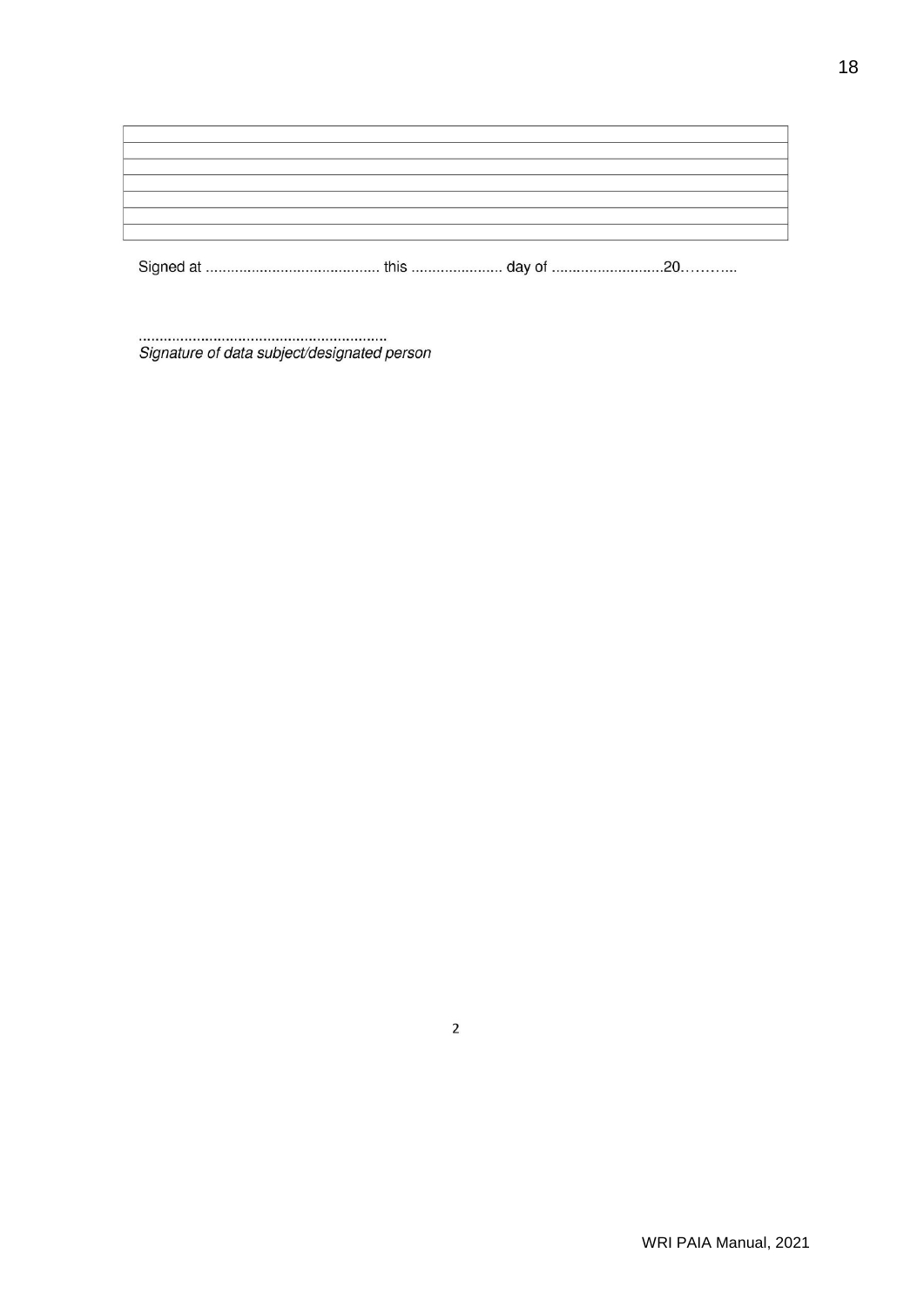| |
|---|
| |
| |
| |
| |
| |
| |

Signed at ......................................... this ...................... day of ...........................20…………

...........................................................
*Signature of data subject/designated person*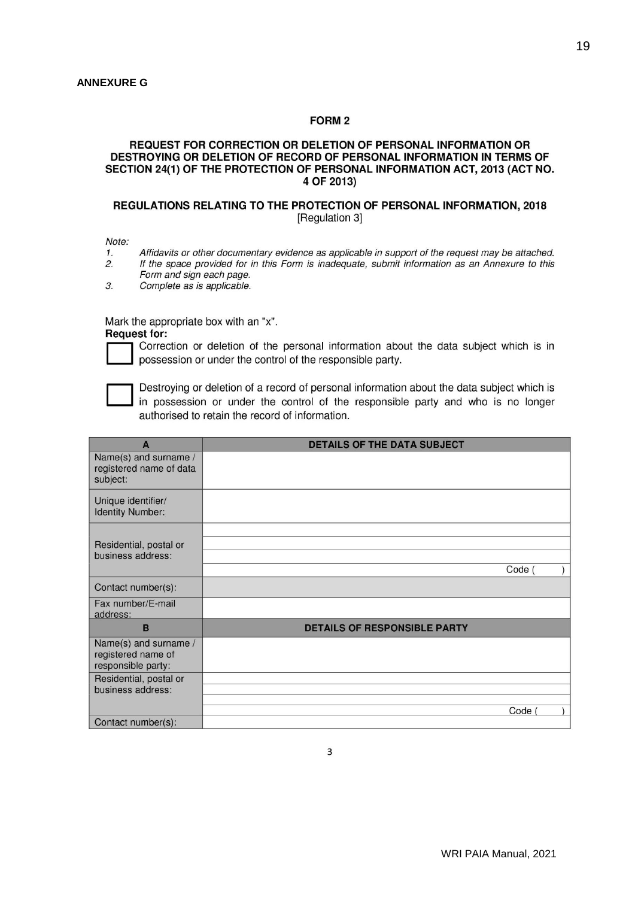**ANNEXURE G**

**FORM 2**

**REQUEST FOR CORRECTION OR DELETION OF PERSONAL INFORMATION OR DESTROYING OR DELETION OF RECORD OF PERSONAL INFORMATION IN TERMS OF SECTION 24(1) OF THE PROTECTION OF PERSONAL INFORMATION ACT, 2013 (ACT NO. 4 OF 2013)**

**REGULATIONS RELATING TO THE PROTECTION OF PERSONAL INFORMATION, 2018**
[Regulation 3]

*Note:*

1. *Affidavits or other documentary evidence as applicable in support of the request may be attached.*
2. *If the space provided for in this Form is inadequate, submit information as an Annexure to this Form and sign each page.*
3. *Complete as is applicable.*

Mark the appropriate box with an "x".

**Request for:**

☐ Correction or deletion of the personal information about the data subject which is in possession or under the control of the responsible party.

☐ Destroying or deletion of a record of personal information about the data subject which is in possession or under the control of the responsible party and who is no longer authorised to retain the record of information.

| A | DETAILS OF THE DATA SUBJECT |
|---|---|
| Name(s) and surname / registered name of data subject: | |
| Unique identifier/ Identity Number: | |
| Residential, postal or business address: | |
| | |
| | |
| | Code ( ) |
| Contact number(s): | |
| Fax number/E-mail address: | |
| **B** | **DETAILS OF RESPONSIBLE PARTY** |
| Name(s) and surname / registered name of responsible party: | |
| Residential, postal or business address: | |
| | |
| | |
| | Code ( ) |
| Contact number(s): | |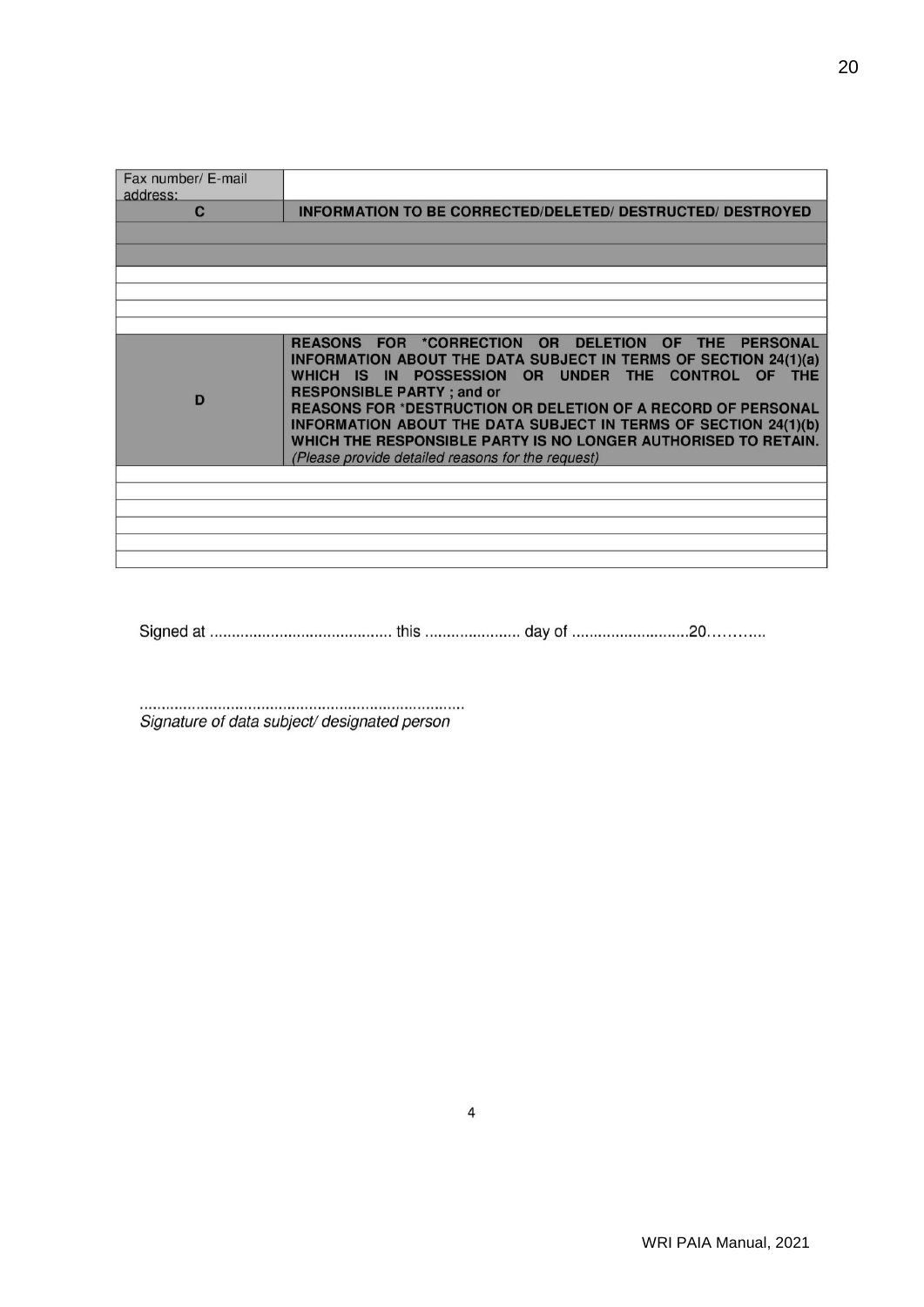| | |
|---|---|
| Fax number/ E-mail address: | |
| **C** | **INFORMATION TO BE CORRECTED/DELETED/ DESTRUCTED/ DESTROYED** |
| | |
| | |
| | |
| | |
| | |
| | |
| **D** | **REASONS FOR *CORRECTION OR DELETION OF THE PERSONAL INFORMATION ABOUT THE DATA SUBJECT IN TERMS OF SECTION 24(1)(a) WHICH IS IN POSSESSION OR UNDER THE CONTROL OF THE RESPONSIBLE PARTY ; and or**<br>**REASONS FOR *DESTRUCTION OR DELETION OF A RECORD OF PERSONAL INFORMATION ABOUT THE DATA SUBJECT IN TERMS OF SECTION 24(1)(b) WHICH THE RESPONSIBLE PARTY IS NO LONGER AUTHORISED TO RETAIN.**<br>*(Please provide detailed reasons for the request)* |
| | |
| | |
| | |
| | |
| | |
| | |

Signed at ......................................... this ...................... day of ..........................20………..

..........................................................................
*Signature of data subject/ designated person*

4

WRI PAIA Manual, 2021